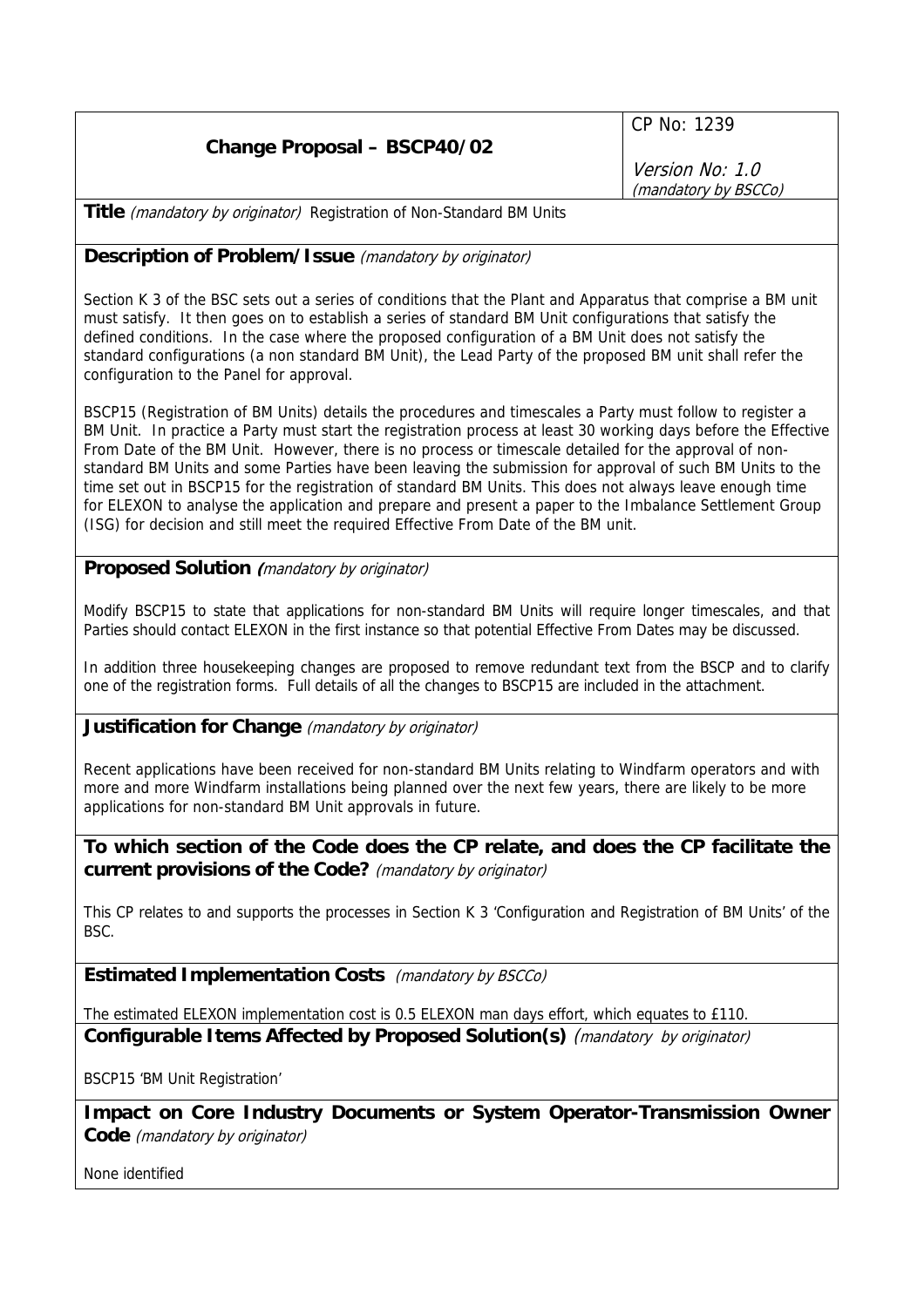| **Change Proposal – BSCP40/02** | CP No: 1239<br><br>*Version No: 1.0*<br>*(mandatory by BSCCo)* |
|---|---|

**Title** *(mandatory by originator)* Registration of Non-Standard BM Units

**Description of Problem/Issue** *(mandatory by originator)*

Section K 3 of the BSC sets out a series of conditions that the Plant and Apparatus that comprise a BM unit must satisfy. It then goes on to establish a series of standard BM Unit configurations that satisfy the defined conditions. In the case where the proposed configuration of a BM Unit does not satisfy the standard configurations (a non standard BM Unit), the Lead Party of the proposed BM unit shall refer the configuration to the Panel for approval.

BSCP15 (Registration of BM Units) details the procedures and timescales a Party must follow to register a BM Unit. In practice a Party must start the registration process at least 30 working days before the Effective From Date of the BM Unit. However, there is no process or timescale detailed for the approval of non-standard BM Units and some Parties have been leaving the submission for approval of such BM Units to the time set out in BSCP15 for the registration of standard BM Units. This does not always leave enough time for ELEXON to analyse the application and prepare and present a paper to the Imbalance Settlement Group (ISG) for decision and still meet the required Effective From Date of the BM unit.

**Proposed Solution** *(mandatory by originator)*

Modify BSCP15 to state that applications for non-standard BM Units will require longer timescales, and that Parties should contact ELEXON in the first instance so that potential Effective From Dates may be discussed.

In addition three housekeeping changes are proposed to remove redundant text from the BSCP and to clarify one of the registration forms. Full details of all the changes to BSCP15 are included in the attachment.

**Justification for Change** *(mandatory by originator)*

Recent applications have been received for non-standard BM Units relating to Windfarm operators and with more and more Windfarm installations being planned over the next few years, there are likely to be more applications for non-standard BM Unit approvals in future.

**To which section of the Code does the CP relate, and does the CP facilitate the current provisions of the Code?** *(mandatory by originator)*

This CP relates to and supports the processes in Section K 3 'Configuration and Registration of BM Units' of the BSC.

**Estimated Implementation Costs** *(mandatory by BSCCo)*

The estimated ELEXON implementation cost is 0.5 ELEXON man days effort, which equates to £110.

**Configurable Items Affected by Proposed Solution(s)** *(mandatory by originator)*

BSCP15 'BM Unit Registration'

**Impact on Core Industry Documents or System Operator-Transmission Owner Code** *(mandatory by originator)*

None identified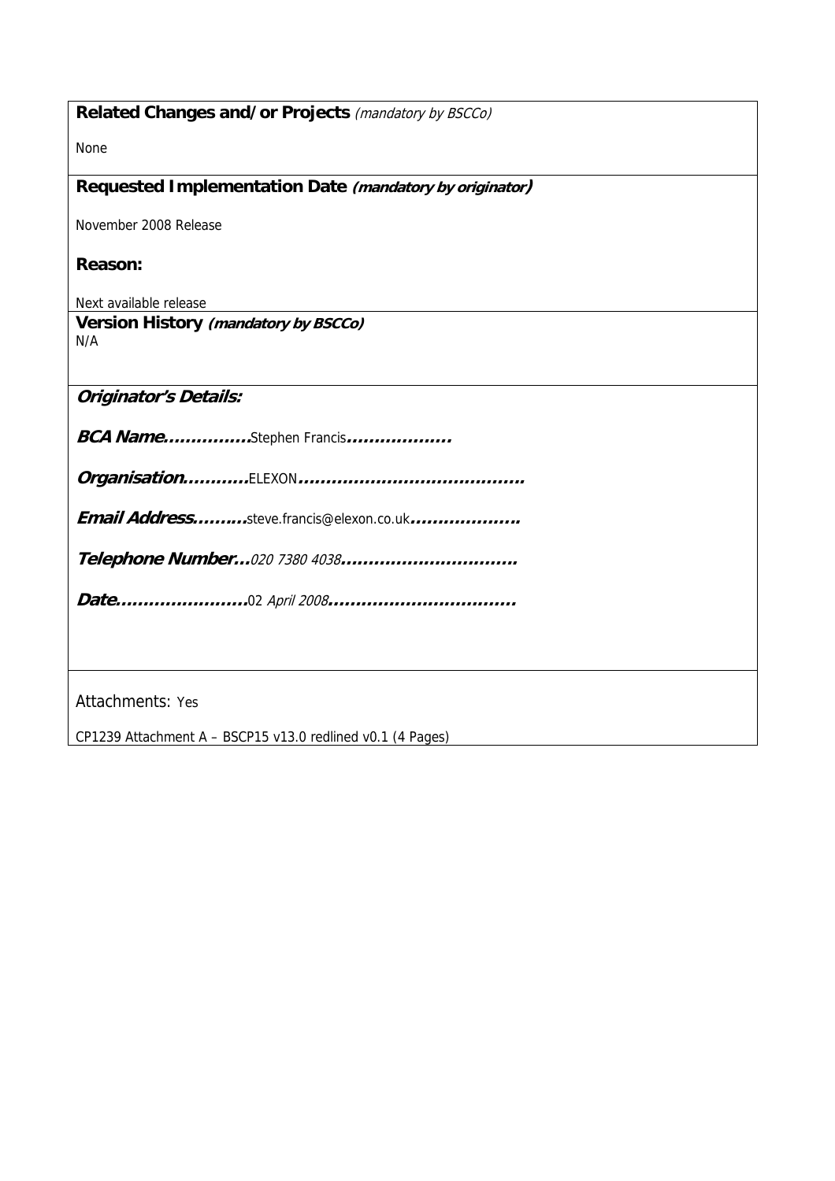**Related Changes and/or Projects** *(mandatory by BSCCo)*

None

**Requested Implementation Date *(mandatory by originator)***

November 2008 Release

**Reason:**

Next available release

**Version History *(mandatory by BSCCo)***

N/A

***Originator's Details:***

***BCA Name……………***Stephen Francis***……………….***

***Organisation………..***ELEXON***………………………………….***

***Email Address……….***steve.francis@elexon.co.uk***……………….***

***Telephone Number…****020 7380 4038****………………………….***

***Date……………………***02 *April 2008****…………………………….***

Attachments: Yes

CP1239 Attachment A – BSCP15 v13.0 redlined v0.1 (4 Pages)